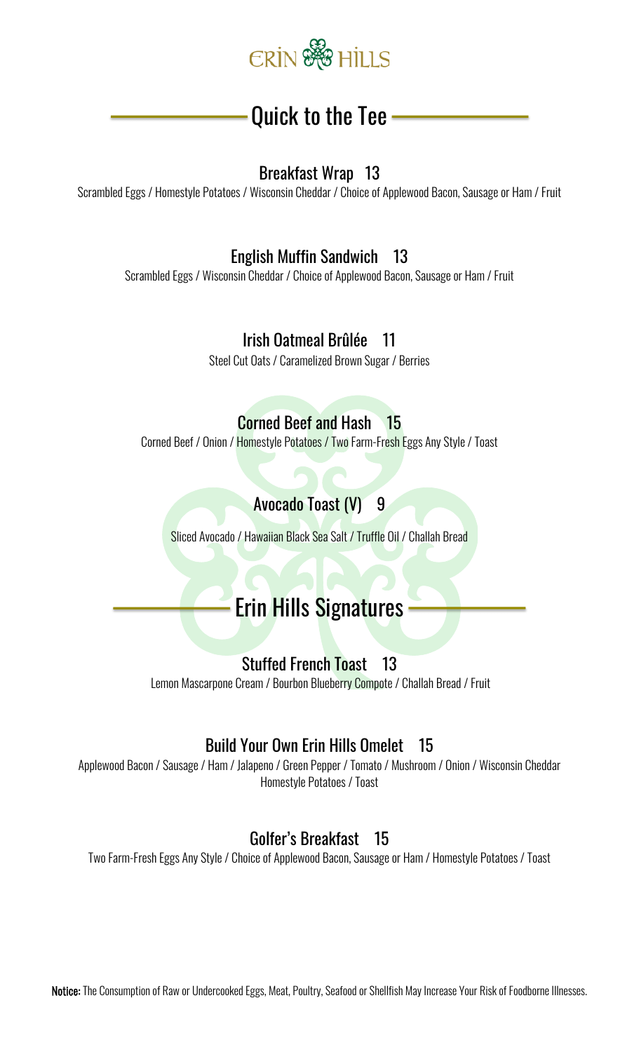ERIN HILLS

## Quick to the Tee

### Breakfast Wrap 13

Scrambled Eggs / Homestyle Potatoes / Wisconsin Cheddar / Choice of Applewood Bacon, Sausage or Ham / Fruit

### English Muffin Sandwich 13

Scrambled Eggs / Wisconsin Cheddar / Choice of Applewood Bacon, Sausage or Ham / Fruit

### Irish Oatmeal Brûlée 11

Steel Cut Oats / Caramelized Brown Sugar / Berries

### Corned Beef and Hash 15

Corned Beef / Onion / Homestyle Potatoes / Two Farm-Fresh Eggs Any Style / Toast

### Avocado Toast (V) 9

Sliced Avocado / Hawaiian Black Sea Salt / Truffle Oil / Challah Bread

## Erin Hills Signatures

### Stuffed French Toast 13

Lemon Mascarpone Cream / Bourbon Blueberry Compote / Challah Bread / Fruit

### Build Your Own Erin Hills Omelet 15

Applewood Bacon / Sausage / Ham / Jalapeno / Green Pepper / Tomato / Mushroom / Onion / Wisconsin Cheddar
Homestyle Potatoes / Toast

### Golfer's Breakfast 15

Two Farm-Fresh Eggs Any Style / Choice of Applewood Bacon, Sausage or Ham / Homestyle Potatoes / Toast

**Notice:** The Consumption of Raw or Undercooked Eggs, Meat, Poultry, Seafood or Shellfish May Increase Your Risk of Foodborne Illnesses.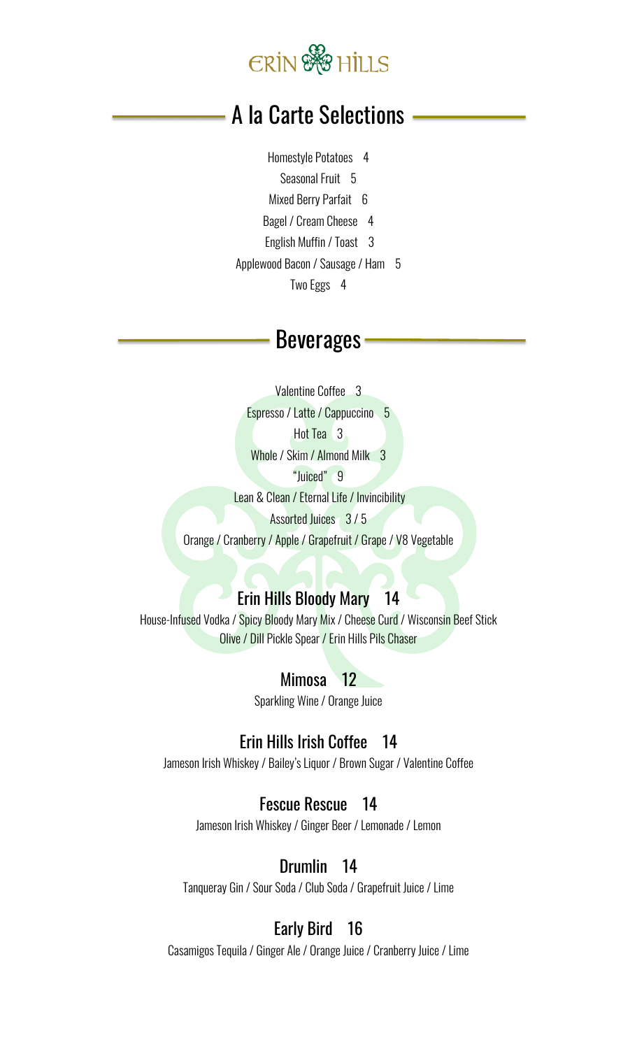# ERIN HILLS

## A la Carte Selections

Homestyle Potatoes 4

Seasonal Fruit 5

Mixed Berry Parfait 6

Bagel / Cream Cheese 4

English Muffin / Toast 3

Applewood Bacon / Sausage / Ham 5

Two Eggs 4

## Beverages

Valentine Coffee 3

Espresso / Latte / Cappuccino 5

Hot Tea 3

Whole / Skim / Almond Milk 3

"Juiced" 9

Lean & Clean / Eternal Life / Invincibility

Assorted Juices 3 / 5

Orange / Cranberry / Apple / Grapefruit / Grape / V8 Vegetable

### Erin Hills Bloody Mary 14

House-Infused Vodka / Spicy Bloody Mary Mix / Cheese Curd / Wisconsin Beef Stick
Olive / Dill Pickle Spear / Erin Hills Pils Chaser

### Mimosa 12

Sparkling Wine / Orange Juice

### Erin Hills Irish Coffee 14

Jameson Irish Whiskey / Bailey's Liquor / Brown Sugar / Valentine Coffee

### Fescue Rescue 14

Jameson Irish Whiskey / Ginger Beer / Lemonade / Lemon

### Drumlin 14

Tanqueray Gin / Sour Soda / Club Soda / Grapefruit Juice / Lime

### Early Bird 16

Casamigos Tequila / Ginger Ale / Orange Juice / Cranberry Juice / Lime